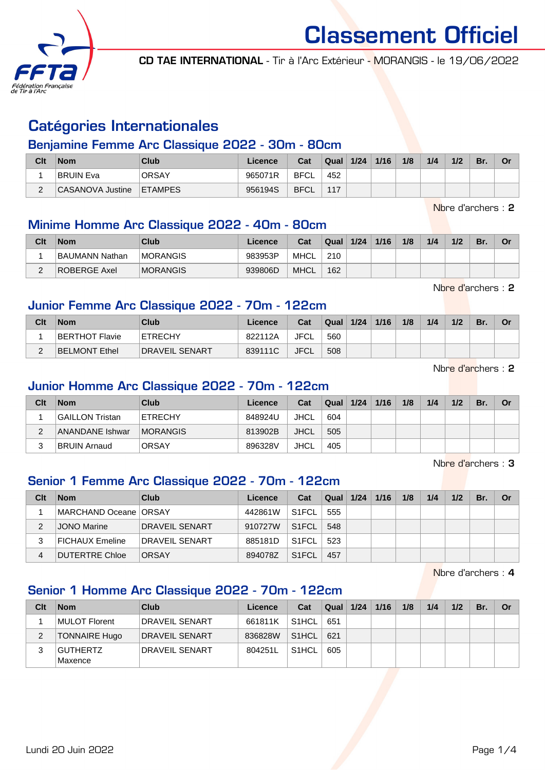# Classement Officiel

**CD TAE INTERNATIONAL** - Tir à l'Arc Extérieur - MORANGIS - le 19/06/2022

## Catégories Internationales

### Benjamine Femme Arc Classique 2022 - 30m - 80cm

| Clt | Nom | Club | Licence | Cat | Qual | 1/24 | 1/16 | 1/8 | 1/4 | 1/2 | Br. | Or |
|---|---|---|---|---|---|---|---|---|---|---|---|---|
| 1 | BRUIN Eva | ORSAY | 965071R | BFCL | 452 | | | | | | | |
| 2 | CASANOVA Justine | ETAMPES | 956194S | BFCL | 117 | | | | | | | |

Nbre d'archers : **2**

### Minime Homme Arc Classique 2022 - 40m - 80cm

| Clt | Nom | Club | Licence | Cat | Qual | 1/24 | 1/16 | 1/8 | 1/4 | 1/2 | Br. | Or |
|---|---|---|---|---|---|---|---|---|---|---|---|---|
| 1 | BAUMANN Nathan | MORANGIS | 983953P | MHCL | 210 | | | | | | | |
| 2 | ROBERGE Axel | MORANGIS | 939806D | MHCL | 162 | | | | | | | |

Nbre d'archers : **2**

### Junior Femme Arc Classique 2022 - 70m - 122cm

| Clt | Nom | Club | Licence | Cat | Qual | 1/24 | 1/16 | 1/8 | 1/4 | 1/2 | Br. | Or |
|---|---|---|---|---|---|---|---|---|---|---|---|---|
| 1 | BERTHOT Flavie | ETRECHY | 822112A | JFCL | 560 | | | | | | | |
| 2 | BELMONT Ethel | DRAVEIL SENART | 839111C | JFCL | 508 | | | | | | | |

Nbre d'archers : **2**

### Junior Homme Arc Classique 2022 - 70m - 122cm

| Clt | Nom | Club | Licence | Cat | Qual | 1/24 | 1/16 | 1/8 | 1/4 | 1/2 | Br. | Or |
|---|---|---|---|---|---|---|---|---|---|---|---|---|
| 1 | GAILLON Tristan | ETRECHY | 848924U | JHCL | 604 | | | | | | | |
| 2 | ANANDANE Ishwar | MORANGIS | 813902B | JHCL | 505 | | | | | | | |
| 3 | BRUIN Arnaud | ORSAY | 896328V | JHCL | 405 | | | | | | | |

Nbre d'archers : **3**

### Senior 1 Femme Arc Classique 2022 - 70m - 122cm

| Clt | Nom | Club | Licence | Cat | Qual | 1/24 | 1/16 | 1/8 | 1/4 | 1/2 | Br. | Or |
|---|---|---|---|---|---|---|---|---|---|---|---|---|
| 1 | MARCHAND Oceane | ORSAY | 442861W | S1FCL | 555 | | | | | | | |
| 2 | JONO Marine | DRAVEIL SENART | 910727W | S1FCL | 548 | | | | | | | |
| 3 | FICHAUX Emeline | DRAVEIL SENART | 885181D | S1FCL | 523 | | | | | | | |
| 4 | DUTERTRE Chloe | ORSAY | 894078Z | S1FCL | 457 | | | | | | | |

Nbre d'archers : **4**

### Senior 1 Homme Arc Classique 2022 - 70m - 122cm

| Clt | Nom | Club | Licence | Cat | Qual | 1/24 | 1/16 | 1/8 | 1/4 | 1/2 | Br. | Or |
|---|---|---|---|---|---|---|---|---|---|---|---|---|
| 1 | MULOT Florent | DRAVEIL SENART | 661811K | S1HCL | 651 | | | | | | | |
| 2 | TONNAIRE Hugo | DRAVEIL SENART | 836828W | S1HCL | 621 | | | | | | | |
| 3 | GUTHERTZ Maxence | DRAVEIL SENART | 804251L | S1HCL | 605 | | | | | | | |

Lundi 20 Juin 2022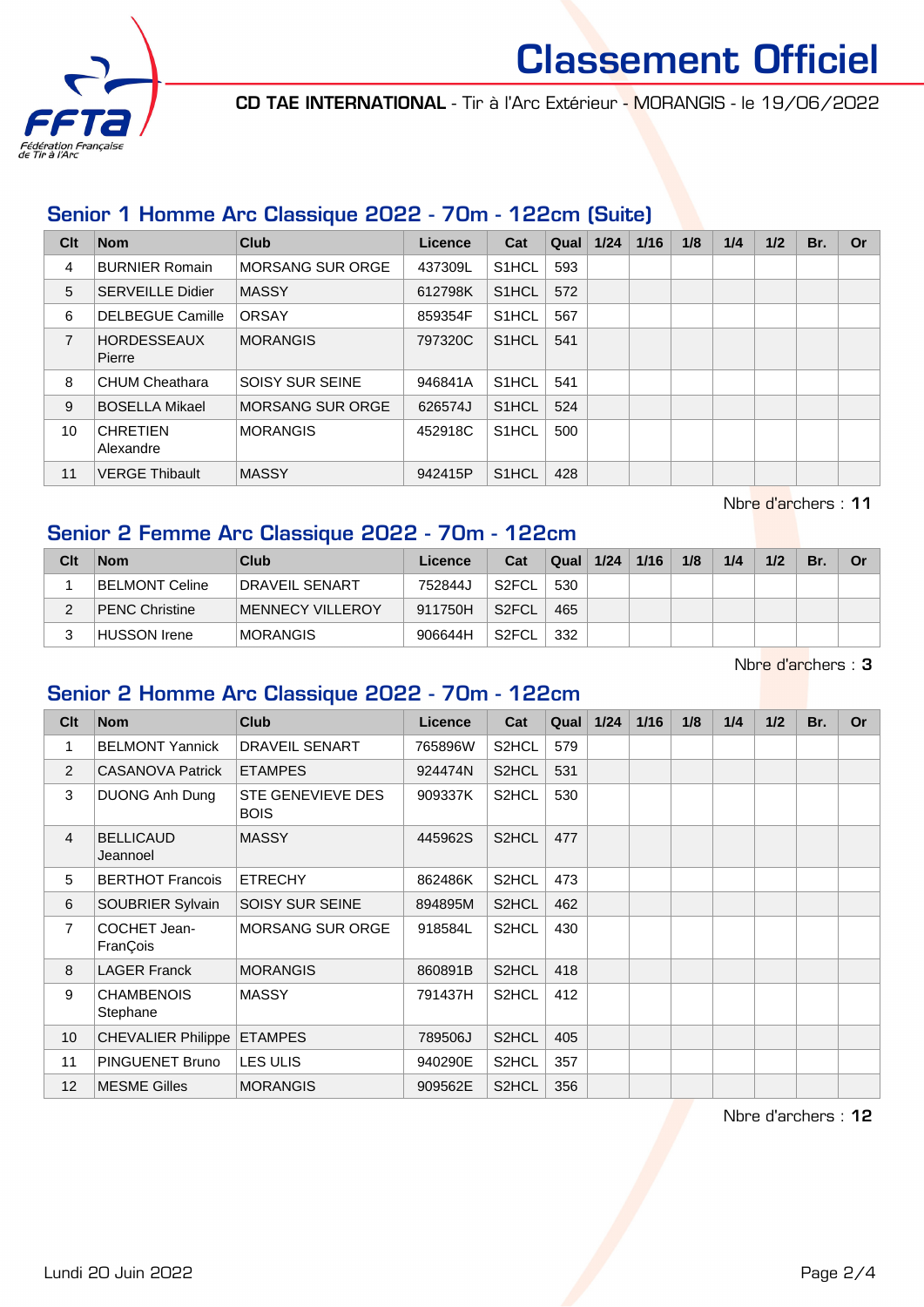# Classement Officiel

**CD TAE INTERNATIONAL** - Tir à l'Arc Extérieur - MORANGIS - le 19/06/2022

## Senior 1 Homme Arc Classique 2022 - 70m - 122cm (Suite)

| Clt | Nom | Club | Licence | Cat | Qual | 1/24 | 1/16 | 1/8 | 1/4 | 1/2 | Br. | Or |
|---|---|---|---|---|---|---|---|---|---|---|---|---|
| 4 | BURNIER Romain | MORSANG SUR ORGE | 437309L | S1HCL | 593 | | | | | | | |
| 5 | SERVEILLE Didier | MASSY | 612798K | S1HCL | 572 | | | | | | | |
| 6 | DELBEGUE Camille | ORSAY | 859354F | S1HCL | 567 | | | | | | | |
| 7 | HORDESSEAUX Pierre | MORANGIS | 797320C | S1HCL | 541 | | | | | | | |
| 8 | CHUM Cheathara | SOISY SUR SEINE | 946841A | S1HCL | 541 | | | | | | | |
| 9 | BOSELLA Mikael | MORSANG SUR ORGE | 626574J | S1HCL | 524 | | | | | | | |
| 10 | CHRETIEN Alexandre | MORANGIS | 452918C | S1HCL | 500 | | | | | | | |
| 11 | VERGE Thibault | MASSY | 942415P | S1HCL | 428 | | | | | | | |

Nbre d'archers : **11**

## Senior 2 Femme Arc Classique 2022 - 70m - 122cm

| Clt | Nom | Club | Licence | Cat | Qual | 1/24 | 1/16 | 1/8 | 1/4 | 1/2 | Br. | Or |
|---|---|---|---|---|---|---|---|---|---|---|---|---|
| 1 | BELMONT Celine | DRAVEIL SENART | 752844J | S2FCL | 530 | | | | | | | |
| 2 | PENC Christine | MENNECY VILLEROY | 911750H | S2FCL | 465 | | | | | | | |
| 3 | HUSSON Irene | MORANGIS | 906644H | S2FCL | 332 | | | | | | | |

Nbre d'archers : **3**

## Senior 2 Homme Arc Classique 2022 - 70m - 122cm

| Clt | Nom | Club | Licence | Cat | Qual | 1/24 | 1/16 | 1/8 | 1/4 | 1/2 | Br. | Or |
|---|---|---|---|---|---|---|---|---|---|---|---|---|
| 1 | BELMONT Yannick | DRAVEIL SENART | 765896W | S2HCL | 579 | | | | | | | |
| 2 | CASANOVA Patrick | ETAMPES | 924474N | S2HCL | 531 | | | | | | | |
| 3 | DUONG Anh Dung | STE GENEVIEVE DES BOIS | 909337K | S2HCL | 530 | | | | | | | |
| 4 | BELLICAUD Jeannoel | MASSY | 445962S | S2HCL | 477 | | | | | | | |
| 5 | BERTHOT Francois | ETRECHY | 862486K | S2HCL | 473 | | | | | | | |
| 6 | SOUBRIER Sylvain | SOISY SUR SEINE | 894895M | S2HCL | 462 | | | | | | | |
| 7 | COCHET Jean-FranÇois | MORSANG SUR ORGE | 918584L | S2HCL | 430 | | | | | | | |
| 8 | LAGER Franck | MORANGIS | 860891B | S2HCL | 418 | | | | | | | |
| 9 | CHAMBENOIS Stephane | MASSY | 791437H | S2HCL | 412 | | | | | | | |
| 10 | CHEVALIER Philippe | ETAMPES | 789506J | S2HCL | 405 | | | | | | | |
| 11 | PINGUENET Bruno | LES ULIS | 940290E | S2HCL | 357 | | | | | | | |
| 12 | MESME Gilles | MORANGIS | 909562E | S2HCL | 356 | | | | | | | |

Nbre d'archers : **12**

Lundi 20 Juin 2022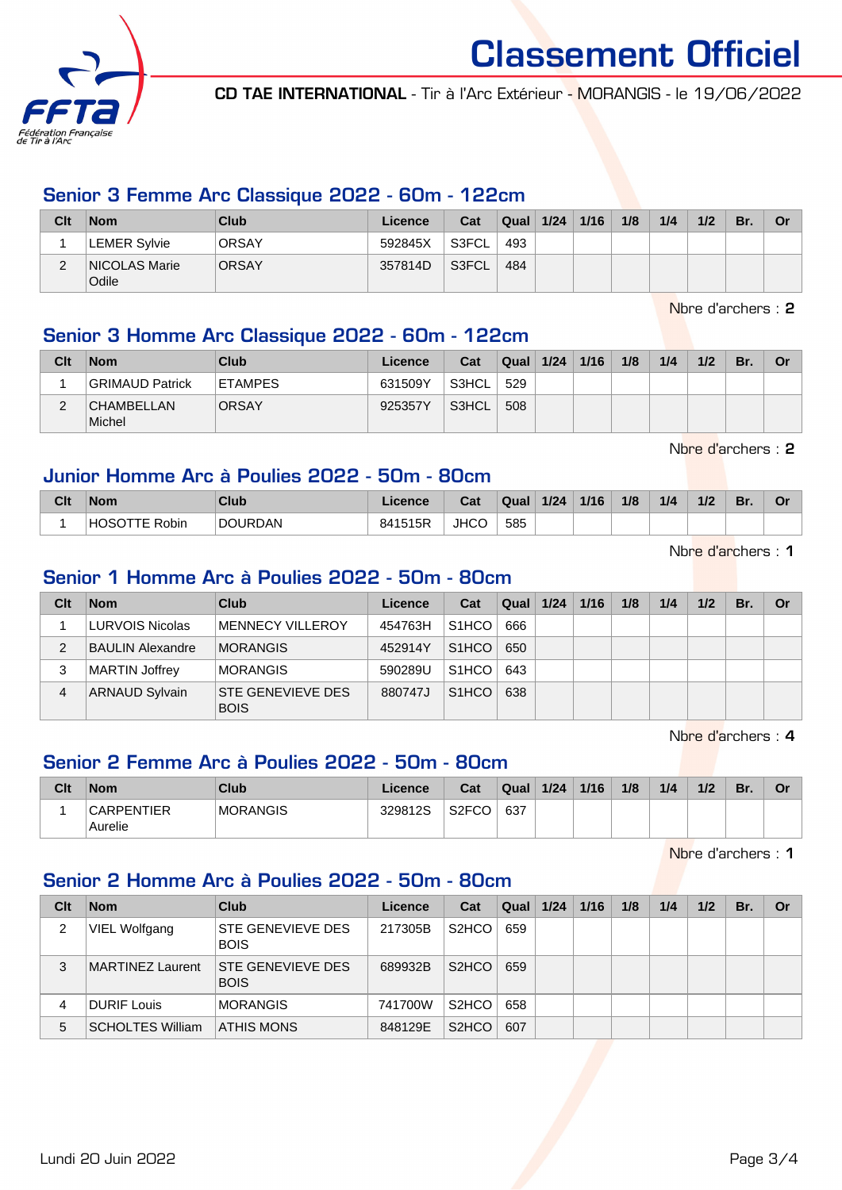# Classement Officiel

**CD TAE INTERNATIONAL** - Tir à l'Arc Extérieur - MORANGIS - le 19/06/2022

## Senior 3 Femme Arc Classique 2022 - 60m - 122cm

| Clt | Nom | Club | Licence | Cat | Qual | 1/24 | 1/16 | 1/8 | 1/4 | 1/2 | Br. | Or |
|---|---|---|---|---|---|---|---|---|---|---|---|---|
| 1 | LEMER Sylvie | ORSAY | 592845X | S3FCL | 493 | | | | | | | |
| 2 | NICOLAS Marie Odile | ORSAY | 357814D | S3FCL | 484 | | | | | | | |

Nbre d'archers : **2**

## Senior 3 Homme Arc Classique 2022 - 60m - 122cm

| Clt | Nom | Club | Licence | Cat | Qual | 1/24 | 1/16 | 1/8 | 1/4 | 1/2 | Br. | Or |
|---|---|---|---|---|---|---|---|---|---|---|---|---|
| 1 | GRIMAUD Patrick | ETAMPES | 631509Y | S3HCL | 529 | | | | | | | |
| 2 | CHAMBELLAN Michel | ORSAY | 925357Y | S3HCL | 508 | | | | | | | |

Nbre d'archers : **2**

## Junior Homme Arc à Poulies 2022 - 50m - 80cm

| Clt | Nom | Club | Licence | Cat | Qual | 1/24 | 1/16 | 1/8 | 1/4 | 1/2 | Br. | Or |
|---|---|---|---|---|---|---|---|---|---|---|---|---|
| 1 | HOSOTTE Robin | DOURDAN | 841515R | JHCO | 585 | | | | | | | |

Nbre d'archers : **1**

## Senior 1 Homme Arc à Poulies 2022 - 50m - 80cm

| Clt | Nom | Club | Licence | Cat | Qual | 1/24 | 1/16 | 1/8 | 1/4 | 1/2 | Br. | Or |
|---|---|---|---|---|---|---|---|---|---|---|---|---|
| 1 | LURVOIS Nicolas | MENNECY VILLEROY | 454763H | S1HCO | 666 | | | | | | | |
| 2 | BAULIN Alexandre | MORANGIS | 452914Y | S1HCO | 650 | | | | | | | |
| 3 | MARTIN Joffrey | MORANGIS | 590289U | S1HCO | 643 | | | | | | | |
| 4 | ARNAUD Sylvain | STE GENEVIEVE DES BOIS | 880747J | S1HCO | 638 | | | | | | | |

Nbre d'archers : **4**

## Senior 2 Femme Arc à Poulies 2022 - 50m - 80cm

| Clt | Nom | Club | Licence | Cat | Qual | 1/24 | 1/16 | 1/8 | 1/4 | 1/2 | Br. | Or |
|---|---|---|---|---|---|---|---|---|---|---|---|---|
| 1 | CARPENTIER Aurelie | MORANGIS | 329812S | S2FCO | 637 | | | | | | | |

Nbre d'archers : **1**

## Senior 2 Homme Arc à Poulies 2022 - 50m - 80cm

| Clt | Nom | Club | Licence | Cat | Qual | 1/24 | 1/16 | 1/8 | 1/4 | 1/2 | Br. | Or |
|---|---|---|---|---|---|---|---|---|---|---|---|---|
| 2 | VIEL Wolfgang | STE GENEVIEVE DES BOIS | 217305B | S2HCO | 659 | | | | | | | |
| 3 | MARTINEZ Laurent | STE GENEVIEVE DES BOIS | 689932B | S2HCO | 659 | | | | | | | |
| 4 | DURIF Louis | MORANGIS | 741700W | S2HCO | 658 | | | | | | | |
| 5 | SCHOLTES William | ATHIS MONS | 848129E | S2HCO | 607 | | | | | | | |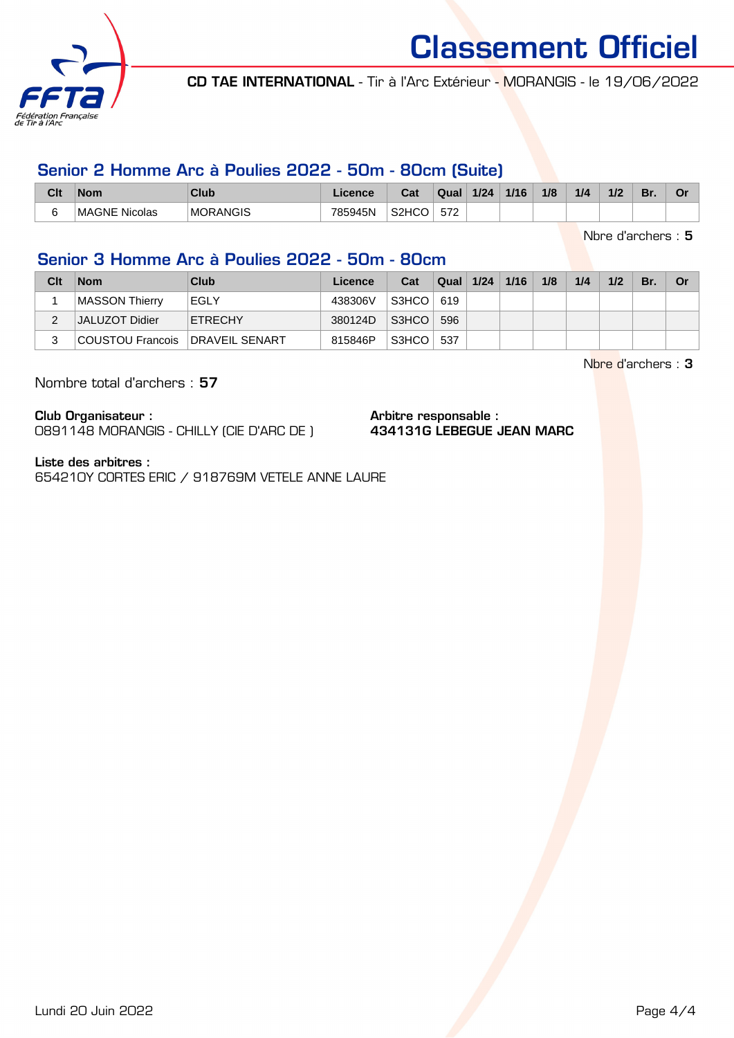# Classement Officiel

**CD TAE INTERNATIONAL** - Tir à l'Arc Extérieur - MORANGIS - le 19/06/2022

## Senior 2 Homme Arc à Poulies 2022 - 50m - 80cm (Suite)

| Clt | Nom | Club | Licence | Cat | Qual | 1/24 | 1/16 | 1/8 | 1/4 | 1/2 | Br. | Or |
|---|---|---|---|---|---|---|---|---|---|---|---|---|
| 6 | MAGNE Nicolas | MORANGIS | 785945N | S2HCO | 572 | | | | | | | |

Nbre d'archers : **5**

## Senior 3 Homme Arc à Poulies 2022 - 50m - 80cm

| Clt | Nom | Club | Licence | Cat | Qual | 1/24 | 1/16 | 1/8 | 1/4 | 1/2 | Br. | Or |
|---|---|---|---|---|---|---|---|---|---|---|---|---|
| 1 | MASSON Thierry | EGLY | 438306V | S3HCO | 619 | | | | | | | |
| 2 | JALUZOT Didier | ETRECHY | 380124D | S3HCO | 596 | | | | | | | |
| 3 | COUSTOU Francois | DRAVEIL SENART | 815846P | S3HCO | 537 | | | | | | | |

Nbre d'archers : **3**

Nombre total d'archers : **57**

**Club Organisateur :**
0891148 MORANGIS - CHILLY (CIE D'ARC DE )

**Arbitre responsable :**
**434131G LEBEGUE JEAN MARC**

**Liste des arbitres :**
654210Y CORTES ERIC / 918769M VETELE ANNE LAURE

Lundi 20 Juin 2022